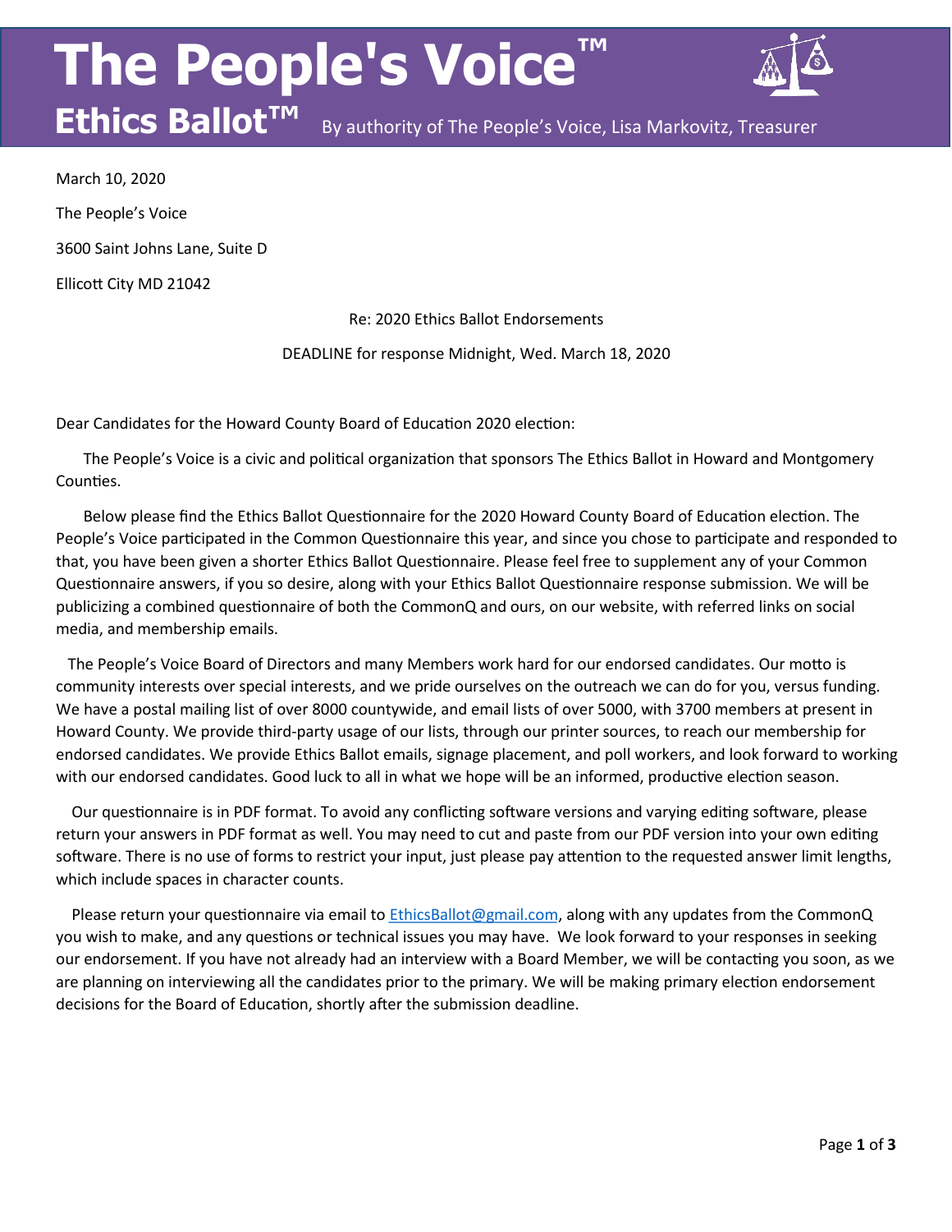# The People's Voice™

## Ethics Ballot™

By authority of The People's Voice, Lisa Markovitz, Treasurer

March 10, 2020

The People's Voice

3600 Saint Johns Lane, Suite D

Ellicott City MD 21042

Re: 2020 Ethics Ballot Endorsements

DEADLINE for response Midnight, Wed. March 18, 2020

Dear Candidates for the Howard County Board of Education 2020 election:

The People's Voice is a civic and political organization that sponsors The Ethics Ballot in Howard and Montgomery Counties.

Below please find the Ethics Ballot Questionnaire for the 2020 Howard County Board of Education election. The People's Voice participated in the Common Questionnaire this year, and since you chose to participate and responded to that, you have been given a shorter Ethics Ballot Questionnaire. Please feel free to supplement any of your Common Questionnaire answers, if you so desire, along with your Ethics Ballot Questionnaire response submission. We will be publicizing a combined questionnaire of both the CommonQ and ours, on our website, with referred links on social media, and membership emails.

The People's Voice Board of Directors and many Members work hard for our endorsed candidates. Our motto is community interests over special interests, and we pride ourselves on the outreach we can do for you, versus funding. We have a postal mailing list of over 8000 countywide, and email lists of over 5000, with 3700 members at present in Howard County. We provide third-party usage of our lists, through our printer sources, to reach our membership for endorsed candidates. We provide Ethics Ballot emails, signage placement, and poll workers, and look forward to working with our endorsed candidates. Good luck to all in what we hope will be an informed, productive election season.

Our questionnaire is in PDF format. To avoid any conflicting software versions and varying editing software, please return your answers in PDF format as well. You may need to cut and paste from our PDF version into your own editing software. There is no use of forms to restrict your input, just please pay attention to the requested answer limit lengths, which include spaces in character counts.

Please return your questionnaire via email to EthicsBallot@gmail.com, along with any updates from the CommonQ you wish to make, and any questions or technical issues you may have. We look forward to your responses in seeking our endorsement. If you have not already had an interview with a Board Member, we will be contacting you soon, as we are planning on interviewing all the candidates prior to the primary. We will be making primary election endorsement decisions for the Board of Education, shortly after the submission deadline.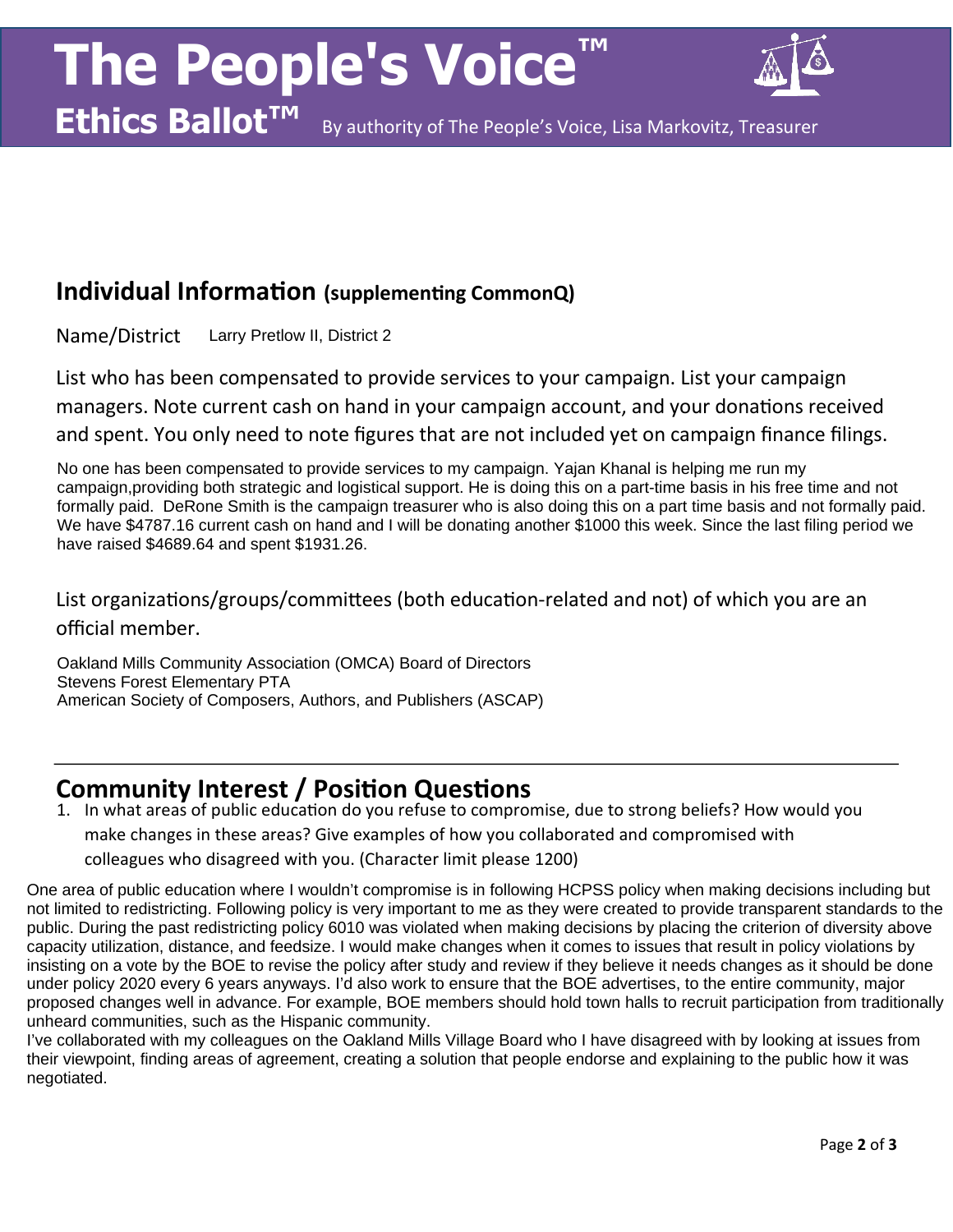# The People's Voice™

## Ethics Ballot™

By authority of The People's Voice, Lisa Markovitz, Treasurer

## Individual Information (supplementing CommonQ)

Name/District Larry Pretlow II, District 2

List who has been compensated to provide services to your campaign. List your campaign managers. Note current cash on hand in your campaign account, and your donations received and spent. You only need to note figures that are not included yet on campaign finance filings.

No one has been compensated to provide services to my campaign. Yajan Khanal is helping me run my campaign,providing both strategic and logistical support. He is doing this on a part-time basis in his free time and not formally paid. DeRone Smith is the campaign treasurer who is also doing this on a part time basis and not formally paid. We have $4787.16 current cash on hand and I will be donating another $1000 this week. Since the last filing period we have raised $4689.64 and spent $1931.26.

List organizations/groups/committees (both education-related and not) of which you are an official member.

Oakland Mills Community Association (OMCA) Board of Directors
Stevens Forest Elementary PTA
American Society of Composers, Authors, and Publishers (ASCAP)

---

## Community Interest / Position Questions

1. In what areas of public education do you refuse to compromise, due to strong beliefs? How would you make changes in these areas? Give examples of how you collaborated and compromised with colleagues who disagreed with you. (Character limit please 1200)

One area of public education where I wouldn't compromise is in following HCPSS policy when making decisions including but not limited to redistricting. Following policy is very important to me as they were created to provide transparent standards to the public. During the past redistricting policy 6010 was violated when making decisions by placing the criterion of diversity above capacity utilization, distance, and feedsize. I would make changes when it comes to issues that result in policy violations by insisting on a vote by the BOE to revise the policy after study and review if they believe it needs changes as it should be done under policy 2020 every 6 years anyways. I'd also work to ensure that the BOE advertises, to the entire community, major proposed changes well in advance. For example, BOE members should hold town halls to recruit participation from traditionally unheard communities, such as the Hispanic community.
I've collaborated with my colleagues on the Oakland Mills Village Board who I have disagreed with by looking at issues from their viewpoint, finding areas of agreement, creating a solution that people endorse and explaining to the public how it was negotiated.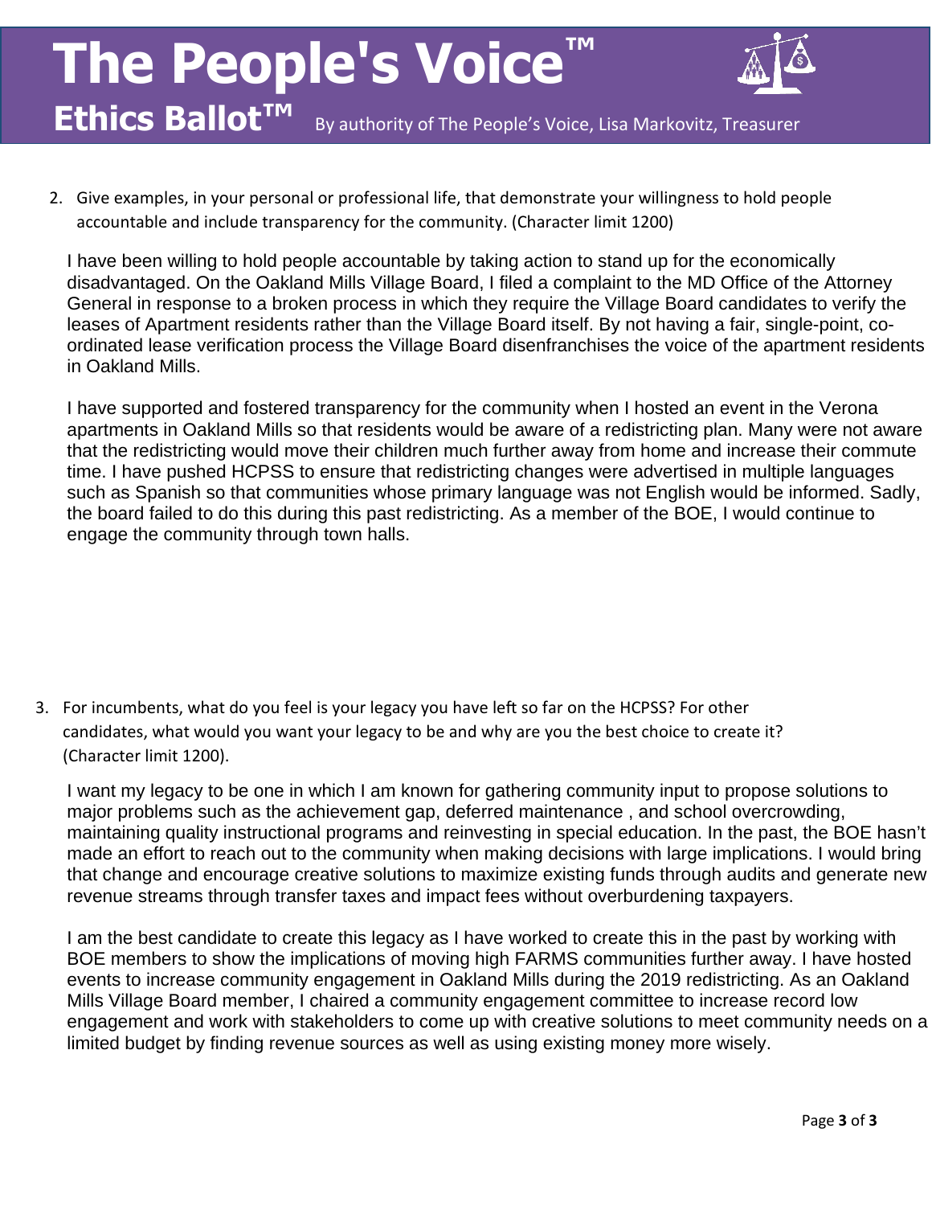# The People's Voice™

## Ethics Ballot™

By authority of The People's Voice, Lisa Markovitz, Treasurer

2. Give examples, in your personal or professional life, that demonstrate your willingness to hold people accountable and include transparency for the community. (Character limit 1200)

I have been willing to hold people accountable by taking action to stand up for the economically disadvantaged. On the Oakland Mills Village Board, I filed a complaint to the MD Office of the Attorney General in response to a broken process in which they require the Village Board candidates to verify the leases of Apartment residents rather than the Village Board itself. By not having a fair, single-point, co-ordinated lease verification process the Village Board disenfranchises the voice of the apartment residents in Oakland Mills.

I have supported and fostered transparency for the community when I hosted an event in the Verona apartments in Oakland Mills so that residents would be aware of a redistricting plan. Many were not aware that the redistricting would move their children much further away from home and increase their commute time. I have pushed HCPSS to ensure that redistricting changes were advertised in multiple languages such as Spanish so that communities whose primary language was not English would be informed. Sadly, the board failed to do this during this past redistricting. As a member of the BOE, I would continue to engage the community through town halls.

3. For incumbents, what do you feel is your legacy you have left so far on the HCPSS? For other candidates, what would you want your legacy to be and why are you the best choice to create it? (Character limit 1200).

I want my legacy to be one in which I am known for gathering community input to propose solutions to major problems such as the achievement gap, deferred maintenance , and school overcrowding, maintaining quality instructional programs and reinvesting in special education. In the past, the BOE hasn't made an effort to reach out to the community when making decisions with large implications. I would bring that change and encourage creative solutions to maximize existing funds through audits and generate new revenue streams through transfer taxes and impact fees without overburdening taxpayers.

I am the best candidate to create this legacy as I have worked to create this in the past by working with BOE members to show the implications of moving high FARMS communities further away. I have hosted events to increase community engagement in Oakland Mills during the 2019 redistricting. As an Oakland Mills Village Board member, I chaired a community engagement committee to increase record low engagement and work with stakeholders to come up with creative solutions to meet community needs on a limited budget by finding revenue sources as well as using existing money more wisely.